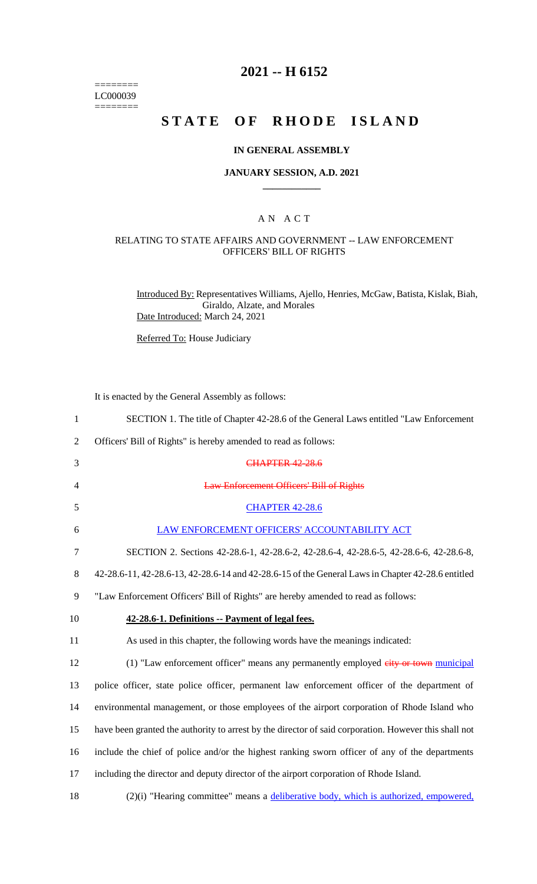========
LC000039
========

# 2021 -- H 6152

# STATE OF RHODE ISLAND

**IN GENERAL ASSEMBLY**

**JANUARY SESSION, A.D. 2021**

____________

A N A C T

RELATING TO STATE AFFAIRS AND GOVERNMENT -- LAW ENFORCEMENT OFFICERS' BILL OF RIGHTS

Introduced By: Representatives Williams, Ajello, Henries, McGaw, Batista, Kislak, Biah, Giraldo, Alzate, and Morales

Date Introduced: March 24, 2021

Referred To: House Judiciary

It is enacted by the General Assembly as follows:

1 SECTION 1. The title of Chapter 42-28.6 of the General Laws entitled "Law Enforcement
2 Officers' Bill of Rights" is hereby amended to read as follows:
3 ~~CHAPTER 42-28.6~~
4 ~~Law Enforcement Officers' Bill of Rights~~
5 CHAPTER 42-28.6
6 LAW ENFORCEMENT OFFICERS' ACCOUNTABILITY ACT
7 SECTION 2. Sections 42-28.6-1, 42-28.6-2, 42-28.6-4, 42-28.6-5, 42-28.6-6, 42-28.6-8,
8 42-28.6-11, 42-28.6-13, 42-28.6-14 and 42-28.6-15 of the General Laws in Chapter 42-28.6 entitled
9 "Law Enforcement Officers' Bill of Rights" are hereby amended to read as follows:
10 **42-28.6-1. Definitions -- Payment of legal fees.**
11 As used in this chapter, the following words have the meanings indicated:
12 (1) "Law enforcement officer" means any permanently employed ~~city or town~~ municipal
13 police officer, state police officer, permanent law enforcement officer of the department of
14 environmental management, or those employees of the airport corporation of Rhode Island who
15 have been granted the authority to arrest by the director of said corporation. However this shall not
16 include the chief of police and/or the highest ranking sworn officer of any of the departments
17 including the director and deputy director of the airport corporation of Rhode Island.
18 (2)(i) "Hearing committee" means a deliberative body, which is authorized, empowered,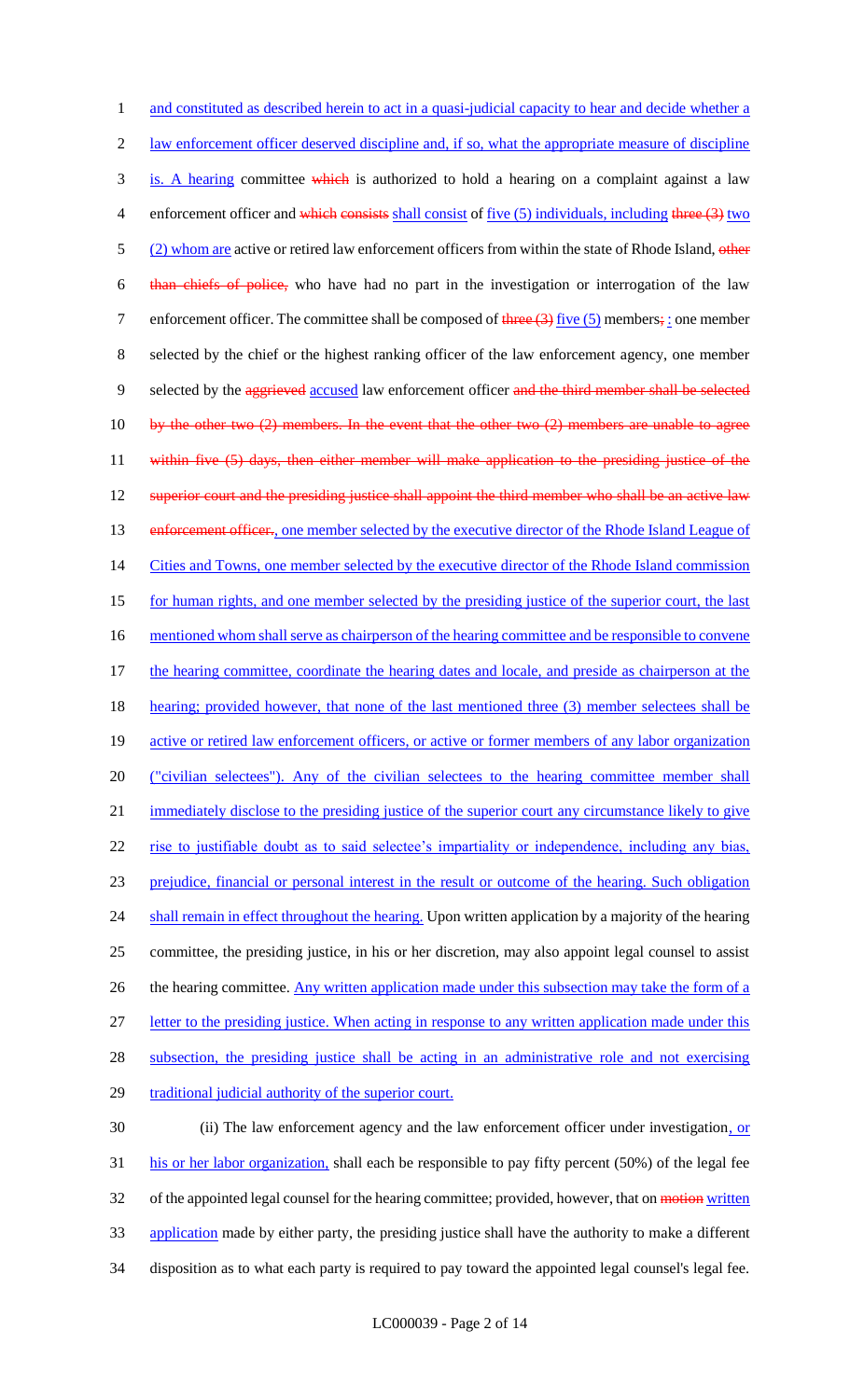and constituted as described herein to act in a quasi-judicial capacity to hear and decide whether a law enforcement officer deserved discipline and, if so, what the appropriate measure of discipline is. A hearing committee which is authorized to hold a hearing on a complaint against a law enforcement officer and which consists shall consist of five (5) individuals, including three (3) two (2) whom are active or retired law enforcement officers from within the state of Rhode Island, other than chiefs of police, who have had no part in the investigation or interrogation of the law enforcement officer. The committee shall be composed of three (3) five (5) members; : one member selected by the chief or the highest ranking officer of the law enforcement agency, one member selected by the aggrieved accused law enforcement officer and the third member shall be selected by the other two (2) members. In the event that the other two (2) members are unable to agree within five (5) days, then either member will make application to the presiding justice of the superior court and the presiding justice shall appoint the third member who shall be an active law enforcement officer., one member selected by the executive director of the Rhode Island League of Cities and Towns, one member selected by the executive director of the Rhode Island commission for human rights, and one member selected by the presiding justice of the superior court, the last mentioned whom shall serve as chairperson of the hearing committee and be responsible to convene the hearing committee, coordinate the hearing dates and locale, and preside as chairperson at the hearing; provided however, that none of the last mentioned three (3) member selectees shall be active or retired law enforcement officers, or active or former members of any labor organization ("civilian selectees"). Any of the civilian selectees to the hearing committee member shall immediately disclose to the presiding justice of the superior court any circumstance likely to give rise to justifiable doubt as to said selectee's impartiality or independence, including any bias, prejudice, financial or personal interest in the result or outcome of the hearing. Such obligation shall remain in effect throughout the hearing. Upon written application by a majority of the hearing committee, the presiding justice, in his or her discretion, may also appoint legal counsel to assist the hearing committee. Any written application made under this subsection may take the form of a letter to the presiding justice. When acting in response to any written application made under this subsection, the presiding justice shall be acting in an administrative role and not exercising traditional judicial authority of the superior court.

(ii) The law enforcement agency and the law enforcement officer under investigation, or his or her labor organization, shall each be responsible to pay fifty percent (50%) of the legal fee of the appointed legal counsel for the hearing committee; provided, however, that on motion written application made by either party, the presiding justice shall have the authority to make a different disposition as to what each party is required to pay toward the appointed legal counsel's legal fee.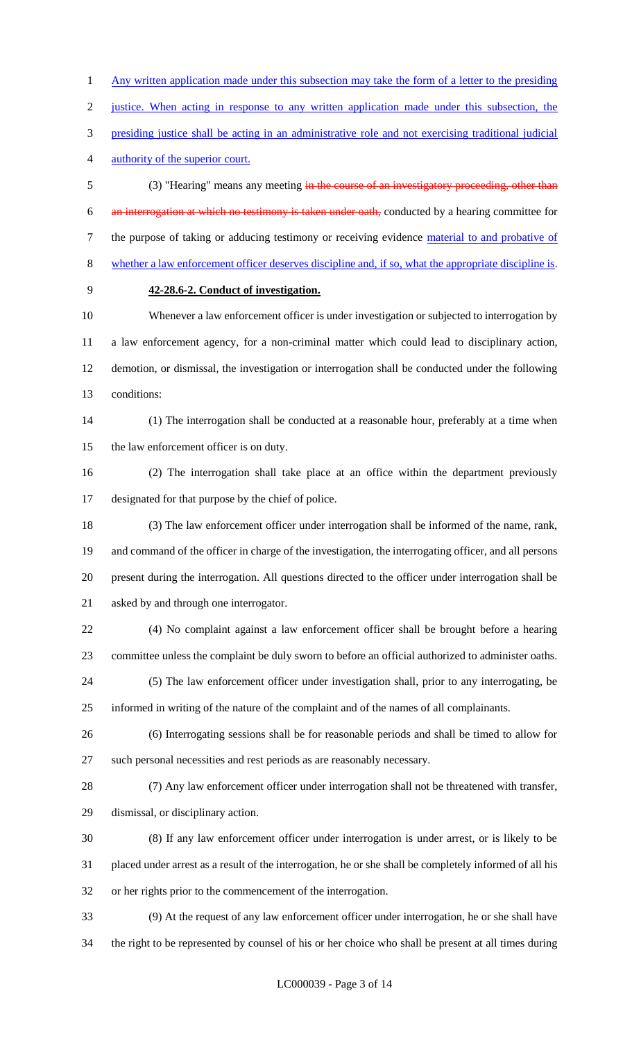Any written application made under this subsection may take the form of a letter to the presiding justice. When acting in response to any written application made under this subsection, the presiding justice shall be acting in an administrative role and not exercising traditional judicial authority of the superior court.

(3) "Hearing" means any meeting ~~in the course of an investigatory proceeding, other than an interrogation at which no testimony is taken under oath,~~ conducted by a hearing committee for the purpose of taking or adducing testimony or receiving evidence material to and probative of whether a law enforcement officer deserves discipline and, if so, what the appropriate discipline is.

**42-28.6-2. Conduct of investigation.**

Whenever a law enforcement officer is under investigation or subjected to interrogation by a law enforcement agency, for a non-criminal matter which could lead to disciplinary action, demotion, or dismissal, the investigation or interrogation shall be conducted under the following conditions:

(1) The interrogation shall be conducted at a reasonable hour, preferably at a time when the law enforcement officer is on duty.

(2) The interrogation shall take place at an office within the department previously designated for that purpose by the chief of police.

(3) The law enforcement officer under interrogation shall be informed of the name, rank, and command of the officer in charge of the investigation, the interrogating officer, and all persons present during the interrogation. All questions directed to the officer under interrogation shall be asked by and through one interrogator.

(4) No complaint against a law enforcement officer shall be brought before a hearing committee unless the complaint be duly sworn to before an official authorized to administer oaths.

(5) The law enforcement officer under investigation shall, prior to any interrogating, be informed in writing of the nature of the complaint and of the names of all complainants.

(6) Interrogating sessions shall be for reasonable periods and shall be timed to allow for such personal necessities and rest periods as are reasonably necessary.

(7) Any law enforcement officer under interrogation shall not be threatened with transfer, dismissal, or disciplinary action.

(8) If any law enforcement officer under interrogation is under arrest, or is likely to be placed under arrest as a result of the interrogation, he or she shall be completely informed of all his or her rights prior to the commencement of the interrogation.

(9) At the request of any law enforcement officer under interrogation, he or she shall have the right to be represented by counsel of his or her choice who shall be present at all times during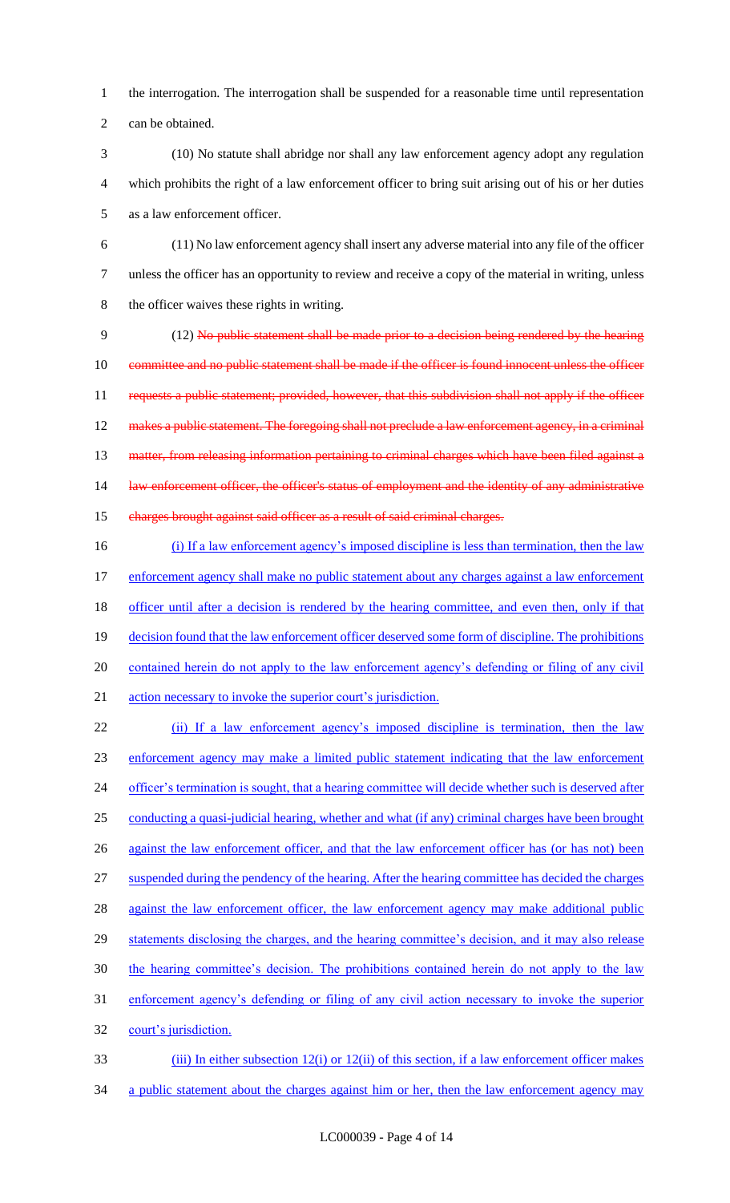the interrogation. The interrogation shall be suspended for a reasonable time until representation can be obtained.

(10) No statute shall abridge nor shall any law enforcement agency adopt any regulation which prohibits the right of a law enforcement officer to bring suit arising out of his or her duties as a law enforcement officer.

(11) No law enforcement agency shall insert any adverse material into any file of the officer unless the officer has an opportunity to review and receive a copy of the material in writing, unless the officer waives these rights in writing.

(12) ~~No public statement shall be made prior to a decision being rendered by the hearing committee and no public statement shall be made if the officer is found innocent unless the officer requests a public statement; provided, however, that this subdivision shall not apply if the officer makes a public statement. The foregoing shall not preclude a law enforcement agency, in a criminal matter, from releasing information pertaining to criminal charges which have been filed against a law enforcement officer, the officer's status of employment and the identity of any administrative charges brought against said officer as a result of said criminal charges.~~

<u>(i) If a law enforcement agency's imposed discipline is less than termination, then the law enforcement agency shall make no public statement about any charges against a law enforcement officer until after a decision is rendered by the hearing committee, and even then, only if that decision found that the law enforcement officer deserved some form of discipline. The prohibitions contained herein do not apply to the law enforcement agency's defending or filing of any civil action necessary to invoke the superior court's jurisdiction.</u>

<u>(ii) If a law enforcement agency's imposed discipline is termination, then the law enforcement agency may make a limited public statement indicating that the law enforcement officer's termination is sought, that a hearing committee will decide whether such is deserved after conducting a quasi-judicial hearing, whether and what (if any) criminal charges have been brought against the law enforcement officer, and that the law enforcement officer has (or has not) been suspended during the pendency of the hearing. After the hearing committee has decided the charges against the law enforcement officer, the law enforcement agency may make additional public statements disclosing the charges, and the hearing committee's decision, and it may also release the hearing committee's decision. The prohibitions contained herein do not apply to the law enforcement agency's defending or filing of any civil action necessary to invoke the superior court's jurisdiction.</u>

<u>(iii) In either subsection 12(i) or 12(ii) of this section, if a law enforcement officer makes a public statement about the charges against him or her, then the law enforcement agency may</u>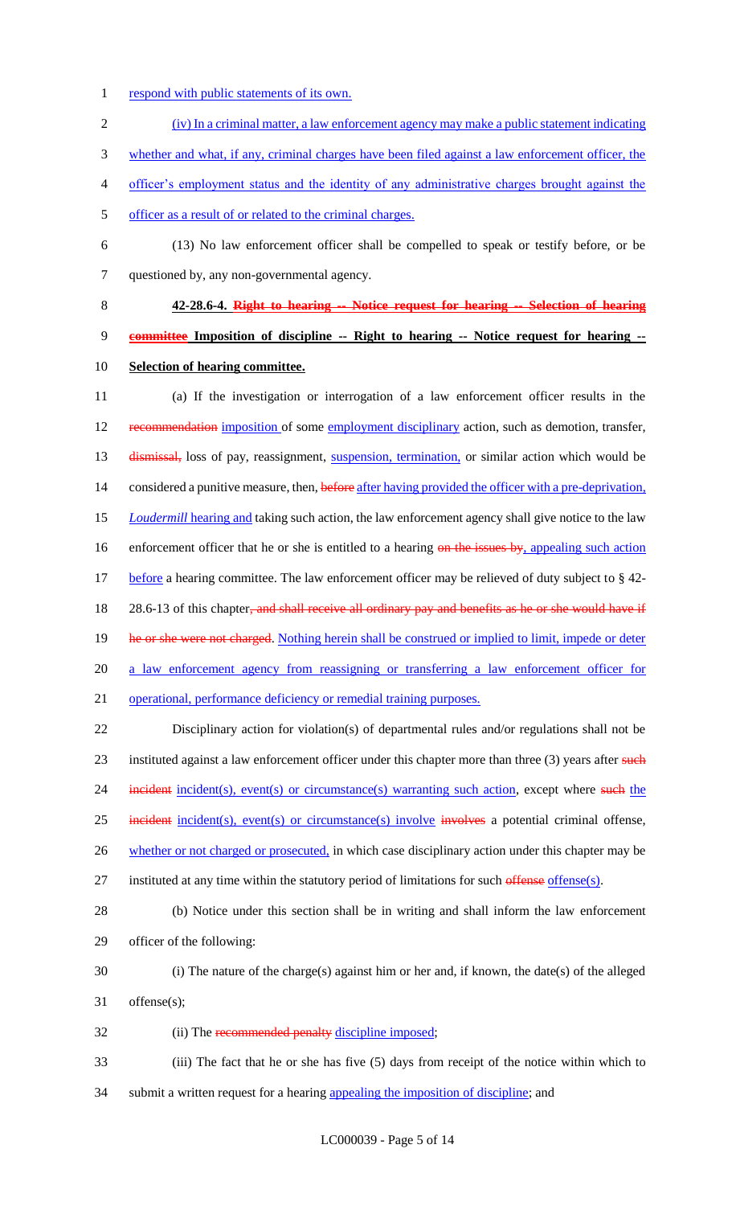respond with public statements of its own.

(iv) In a criminal matter, a law enforcement agency may make a public statement indicating whether and what, if any, criminal charges have been filed against a law enforcement officer, the officer's employment status and the identity of any administrative charges brought against the officer as a result of or related to the criminal charges.

(13) No law enforcement officer shall be compelled to speak or testify before, or be questioned by, any non-governmental agency.

**42-28.6-4. ~~Right to hearing -- Notice request for hearing -- Selection of hearing committee~~ Imposition of discipline -- Right to hearing -- Notice request for hearing -- Selection of hearing committee.**

(a) If the investigation or interrogation of a law enforcement officer results in the ~~recommendation~~ imposition of some employment disciplinary action, such as demotion, transfer, ~~dismissal,~~ loss of pay, reassignment, suspension, termination, or similar action which would be considered a punitive measure, then, ~~before~~ after having provided the officer with a pre-deprivation, *Loudermill* hearing and taking such action, the law enforcement agency shall give notice to the law enforcement officer that he or she is entitled to a hearing ~~on the issues by~~, appealing such action before a hearing committee. The law enforcement officer may be relieved of duty subject to § 42-28.6-13 of this chapter~~, and shall receive all ordinary pay and benefits as he or she would have if he or she were not charged~~. Nothing herein shall be construed or implied to limit, impede or deter a law enforcement agency from reassigning or transferring a law enforcement officer for operational, performance deficiency or remedial training purposes.

Disciplinary action for violation(s) of departmental rules and/or regulations shall not be instituted against a law enforcement officer under this chapter more than three (3) years after ~~such incident~~ incident(s), event(s) or circumstance(s) warranting such action, except where ~~such~~ the ~~incident~~ incident(s), event(s) or circumstance(s) involve ~~involves~~ a potential criminal offense, whether or not charged or prosecuted, in which case disciplinary action under this chapter may be instituted at any time within the statutory period of limitations for such ~~offense~~ offense(s).

(b) Notice under this section shall be in writing and shall inform the law enforcement officer of the following:

(i) The nature of the charge(s) against him or her and, if known, the date(s) of the alleged offense(s);

(ii) The ~~recommended penalty~~ discipline imposed;

(iii) The fact that he or she has five (5) days from receipt of the notice within which to submit a written request for a hearing appealing the imposition of discipline; and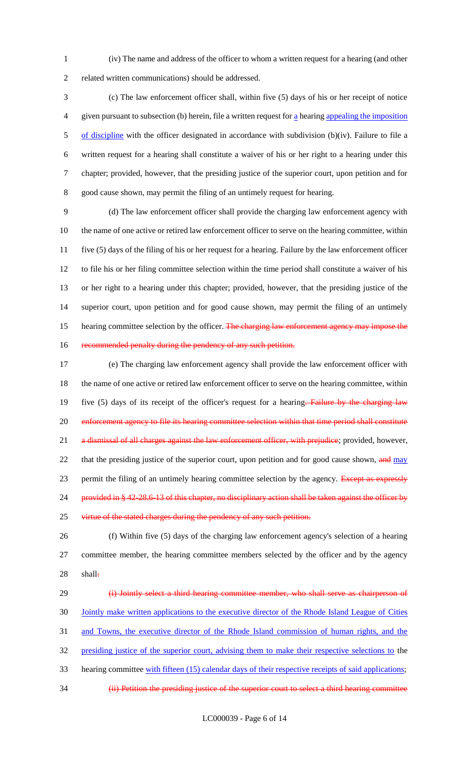(iv) The name and address of the officer to whom a written request for a hearing (and other related written communications) should be addressed.

(c) The law enforcement officer shall, within five (5) days of his or her receipt of notice given pursuant to subsection (b) herein, file a written request for a hearing appealing the imposition of discipline with the officer designated in accordance with subdivision (b)(iv). Failure to file a written request for a hearing shall constitute a waiver of his or her right to a hearing under this chapter; provided, however, that the presiding justice of the superior court, upon petition and for good cause shown, may permit the filing of an untimely request for hearing.

(d) The law enforcement officer shall provide the charging law enforcement agency with the name of one active or retired law enforcement officer to serve on the hearing committee, within five (5) days of the filing of his or her request for a hearing. Failure by the law enforcement officer to file his or her filing committee selection within the time period shall constitute a waiver of his or her right to a hearing under this chapter; provided, however, that the presiding justice of the superior court, upon petition and for good cause shown, may permit the filing of an untimely hearing committee selection by the officer. ~~The charging law enforcement agency may impose the recommended penalty during the pendency of any such petition.~~

(e) The charging law enforcement agency shall provide the law enforcement officer with the name of one active or retired law enforcement officer to serve on the hearing committee, within five (5) days of its receipt of the officer's request for a hearing~~. Failure by the charging law enforcement agency to file its hearing committee selection within that time period shall constitute a dismissal of all charges against the law enforcement officer, with prejudice~~; provided, however, that the presiding justice of the superior court, upon petition and for good cause shown, ~~and~~ may permit the filing of an untimely hearing committee selection by the agency. ~~Except as expressly provided in § 42-28.6-13 of this chapter, no disciplinary action shall be taken against the officer by virtue of the stated charges during the pendency of any such petition.~~

(f) Within five (5) days of the charging law enforcement agency's selection of a hearing committee member, the hearing committee members selected by the officer and by the agency shall~~:~~

~~(i) Jointly select a third hearing committee member, who shall serve as chairperson of~~ Jointly make written applications to the executive director of the Rhode Island League of Cities and Towns, the executive director of the Rhode Island commission of human rights, and the presiding justice of the superior court, advising them to make their respective selections to the hearing committee with fifteen (15) calendar days of their respective receipts of said applications;

~~(ii) Petition the presiding justice of the superior court to select a third hearing committee~~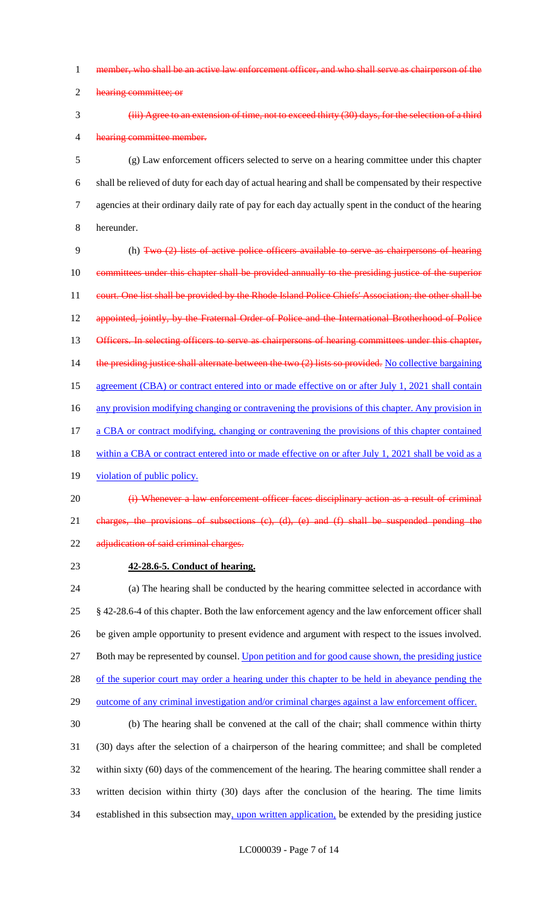~~member, who shall be an active law enforcement officer, and who shall serve as chairperson of the hearing committee; or~~

~~(iii) Agree to an extension of time, not to exceed thirty (30) days, for the selection of a third hearing committee member.~~

(g) Law enforcement officers selected to serve on a hearing committee under this chapter shall be relieved of duty for each day of actual hearing and shall be compensated by their respective agencies at their ordinary daily rate of pay for each day actually spent in the conduct of the hearing hereunder.

(h) ~~Two (2) lists of active police officers available to serve as chairpersons of hearing committees under this chapter shall be provided annually to the presiding justice of the superior court. One list shall be provided by the Rhode Island Police Chiefs' Association; the other shall be appointed, jointly, by the Fraternal Order of Police and the International Brotherhood of Police Officers. In selecting officers to serve as chairpersons of hearing committees under this chapter, the presiding justice shall alternate between the two (2) lists so provided.~~ No collective bargaining agreement (CBA) or contract entered into or made effective on or after July 1, 2021 shall contain any provision modifying changing or contravening the provisions of this chapter. Any provision in a CBA or contract modifying, changing or contravening the provisions of this chapter contained within a CBA or contract entered into or made effective on or after July 1, 2021 shall be void as a violation of public policy.

~~(i) Whenever a law enforcement officer faces disciplinary action as a result of criminal charges, the provisions of subsections (c), (d), (e) and (f) shall be suspended pending the adjudication of said criminal charges.~~

**42-28.6-5. Conduct of hearing.**

(a) The hearing shall be conducted by the hearing committee selected in accordance with § 42-28.6-4 of this chapter. Both the law enforcement agency and the law enforcement officer shall be given ample opportunity to present evidence and argument with respect to the issues involved. Both may be represented by counsel. Upon petition and for good cause shown, the presiding justice of the superior court may order a hearing under this chapter to be held in abeyance pending the outcome of any criminal investigation and/or criminal charges against a law enforcement officer.

(b) The hearing shall be convened at the call of the chair; shall commence within thirty (30) days after the selection of a chairperson of the hearing committee; and shall be completed within sixty (60) days of the commencement of the hearing. The hearing committee shall render a written decision within thirty (30) days after the conclusion of the hearing. The time limits established in this subsection may, upon written application, be extended by the presiding justice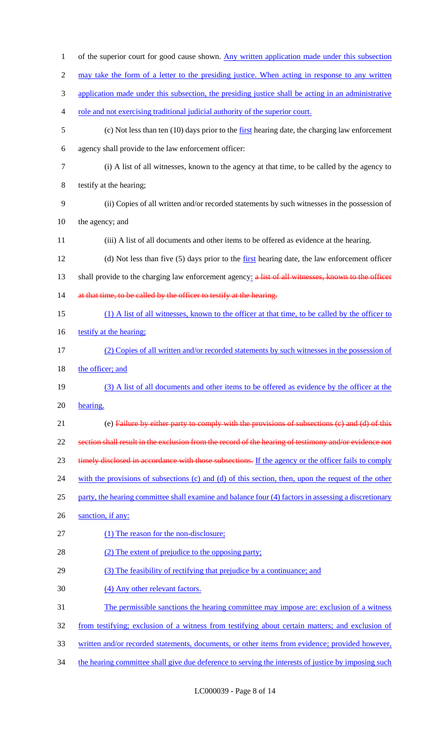of the superior court for good cause shown. Any written application made under this subsection may take the form of a letter to the presiding justice. When acting in response to any written application made under this subsection, the presiding justice shall be acting in an administrative role and not exercising traditional judicial authority of the superior court.

(c) Not less than ten (10) days prior to the first hearing date, the charging law enforcement agency shall provide to the law enforcement officer:

(i) A list of all witnesses, known to the agency at that time, to be called by the agency to testify at the hearing;

(ii) Copies of all written and/or recorded statements by such witnesses in the possession of the agency; and

(iii) A list of all documents and other items to be offered as evidence at the hearing.

(d) Not less than five (5) days prior to the first hearing date, the law enforcement officer shall provide to the charging law enforcement agency: ~~a list of all witnesses, known to the officer at that time, to be called by the officer to testify at the hearing.~~

(1) A list of all witnesses, known to the officer at that time, to be called by the officer to testify at the hearing;

(2) Copies of all written and/or recorded statements by such witnesses in the possession of the officer; and

(3) A list of all documents and other items to be offered as evidence by the officer at the hearing.

(e) ~~Failure by either party to comply with the provisions of subsections (c) and (d) of this section shall result in the exclusion from the record of the hearing of testimony and/or evidence not timely disclosed in accordance with those subsections.~~ If the agency or the officer fails to comply with the provisions of subsections (c) and (d) of this section, then, upon the request of the other party, the hearing committee shall examine and balance four (4) factors in assessing a discretionary sanction, if any:

(1) The reason for the non-disclosure;

(2) The extent of prejudice to the opposing party;

(3) The feasibility of rectifying that prejudice by a continuance; and

(4) Any other relevant factors.

The permissible sanctions the hearing committee may impose are: exclusion of a witness from testifying; exclusion of a witness from testifying about certain matters; and exclusion of written and/or recorded statements, documents, or other items from evidence; provided however, the hearing committee shall give due deference to serving the interests of justice by imposing such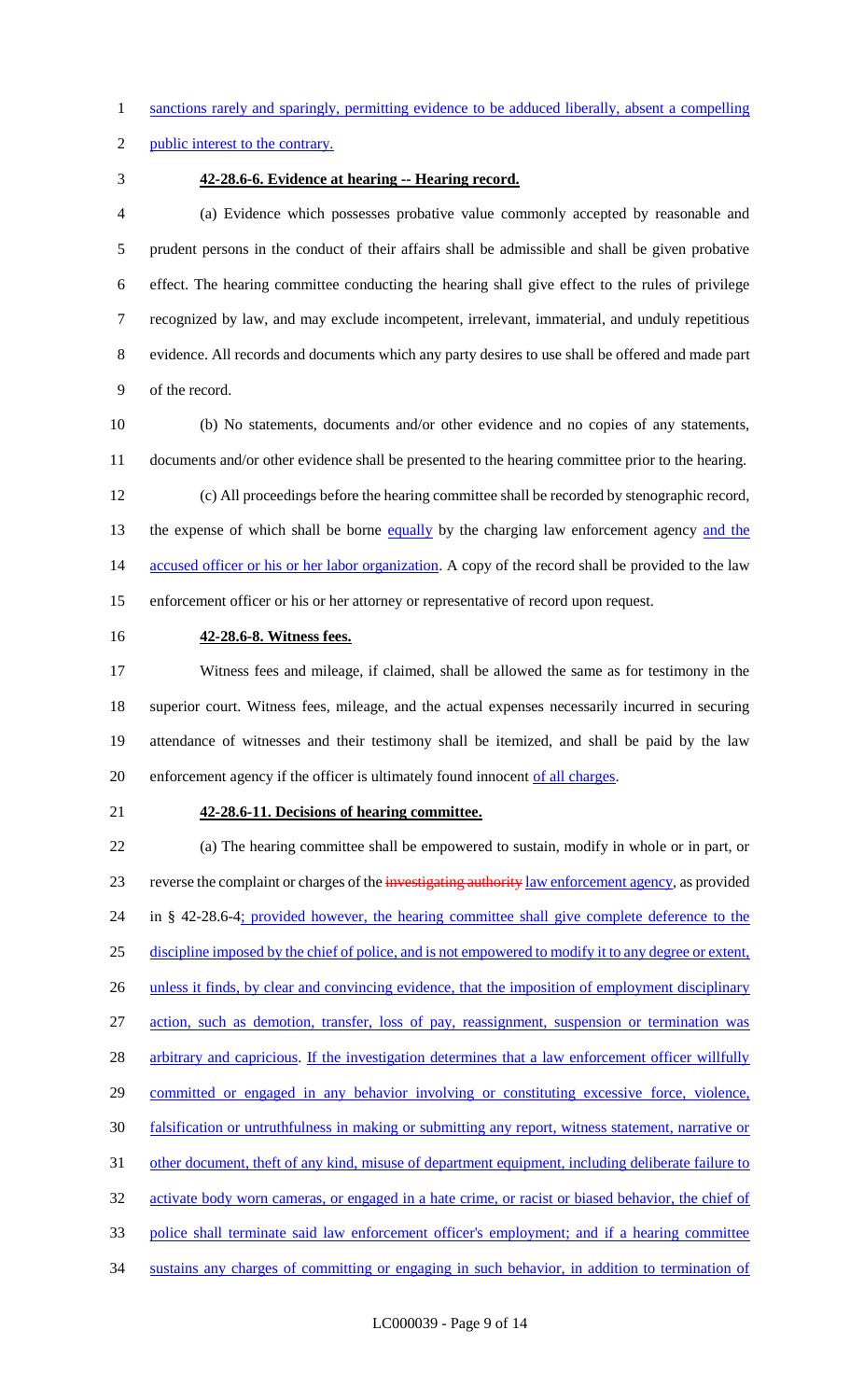sanctions rarely and sparingly, permitting evidence to be adduced liberally, absent a compelling public interest to the contrary.

**42-28.6-6. Evidence at hearing -- Hearing record.**

(a) Evidence which possesses probative value commonly accepted by reasonable and prudent persons in the conduct of their affairs shall be admissible and shall be given probative effect. The hearing committee conducting the hearing shall give effect to the rules of privilege recognized by law, and may exclude incompetent, irrelevant, immaterial, and unduly repetitious evidence. All records and documents which any party desires to use shall be offered and made part of the record.

(b) No statements, documents and/or other evidence and no copies of any statements, documents and/or other evidence shall be presented to the hearing committee prior to the hearing.

(c) All proceedings before the hearing committee shall be recorded by stenographic record, the expense of which shall be borne equally by the charging law enforcement agency and the accused officer or his or her labor organization. A copy of the record shall be provided to the law enforcement officer or his or her attorney or representative of record upon request.

**42-28.6-8. Witness fees.**

Witness fees and mileage, if claimed, shall be allowed the same as for testimony in the superior court. Witness fees, mileage, and the actual expenses necessarily incurred in securing attendance of witnesses and their testimony shall be itemized, and shall be paid by the law enforcement agency if the officer is ultimately found innocent of all charges.

**42-28.6-11. Decisions of hearing committee.**

(a) The hearing committee shall be empowered to sustain, modify in whole or in part, or reverse the complaint or charges of the ~~investigating authority~~ law enforcement agency, as provided in § 42-28.6-4; provided however, the hearing committee shall give complete deference to the discipline imposed by the chief of police, and is not empowered to modify it to any degree or extent, unless it finds, by clear and convincing evidence, that the imposition of employment disciplinary action, such as demotion, transfer, loss of pay, reassignment, suspension or termination was arbitrary and capricious. If the investigation determines that a law enforcement officer willfully committed or engaged in any behavior involving or constituting excessive force, violence, falsification or untruthfulness in making or submitting any report, witness statement, narrative or other document, theft of any kind, misuse of department equipment, including deliberate failure to activate body worn cameras, or engaged in a hate crime, or racist or biased behavior, the chief of police shall terminate said law enforcement officer's employment; and if a hearing committee sustains any charges of committing or engaging in such behavior, in addition to termination of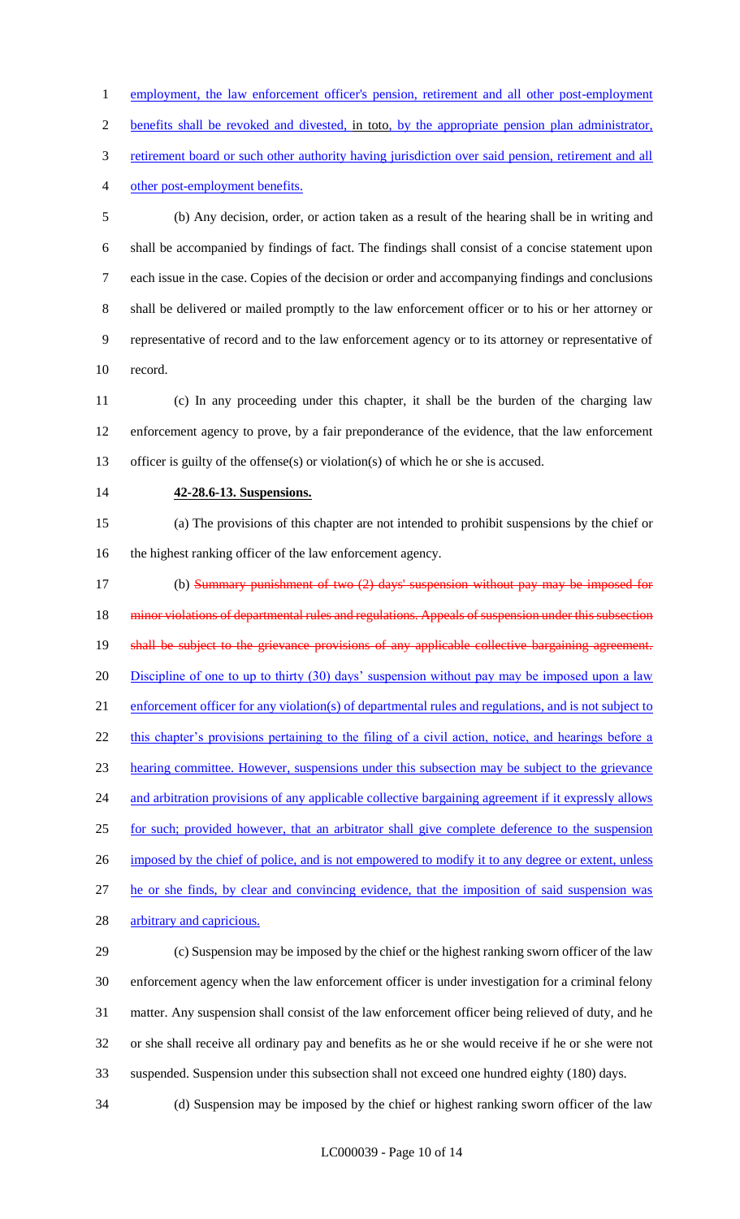employment, the law enforcement officer's pension, retirement and all other post-employment benefits shall be revoked and divested, in toto, by the appropriate pension plan administrator, retirement board or such other authority having jurisdiction over said pension, retirement and all other post-employment benefits.

(b) Any decision, order, or action taken as a result of the hearing shall be in writing and shall be accompanied by findings of fact. The findings shall consist of a concise statement upon each issue in the case. Copies of the decision or order and accompanying findings and conclusions shall be delivered or mailed promptly to the law enforcement officer or to his or her attorney or representative of record and to the law enforcement agency or to its attorney or representative of record.

(c) In any proceeding under this chapter, it shall be the burden of the charging law enforcement agency to prove, by a fair preponderance of the evidence, that the law enforcement officer is guilty of the offense(s) or violation(s) of which he or she is accused.

**42-28.6-13. Suspensions.**

(a) The provisions of this chapter are not intended to prohibit suspensions by the chief or the highest ranking officer of the law enforcement agency.

(b) ~~Summary punishment of two (2) days' suspension without pay may be imposed for minor violations of departmental rules and regulations. Appeals of suspension under this subsection shall be subject to the grievance provisions of any applicable collective bargaining agreement.~~ Discipline of one to up to thirty (30) days' suspension without pay may be imposed upon a law enforcement officer for any violation(s) of departmental rules and regulations, and is not subject to this chapter's provisions pertaining to the filing of a civil action, notice, and hearings before a hearing committee. However, suspensions under this subsection may be subject to the grievance and arbitration provisions of any applicable collective bargaining agreement if it expressly allows for such; provided however, that an arbitrator shall give complete deference to the suspension imposed by the chief of police, and is not empowered to modify it to any degree or extent, unless he or she finds, by clear and convincing evidence, that the imposition of said suspension was arbitrary and capricious.

(c) Suspension may be imposed by the chief or the highest ranking sworn officer of the law enforcement agency when the law enforcement officer is under investigation for a criminal felony matter. Any suspension shall consist of the law enforcement officer being relieved of duty, and he or she shall receive all ordinary pay and benefits as he or she would receive if he or she were not suspended. Suspension under this subsection shall not exceed one hundred eighty (180) days.

(d) Suspension may be imposed by the chief or highest ranking sworn officer of the law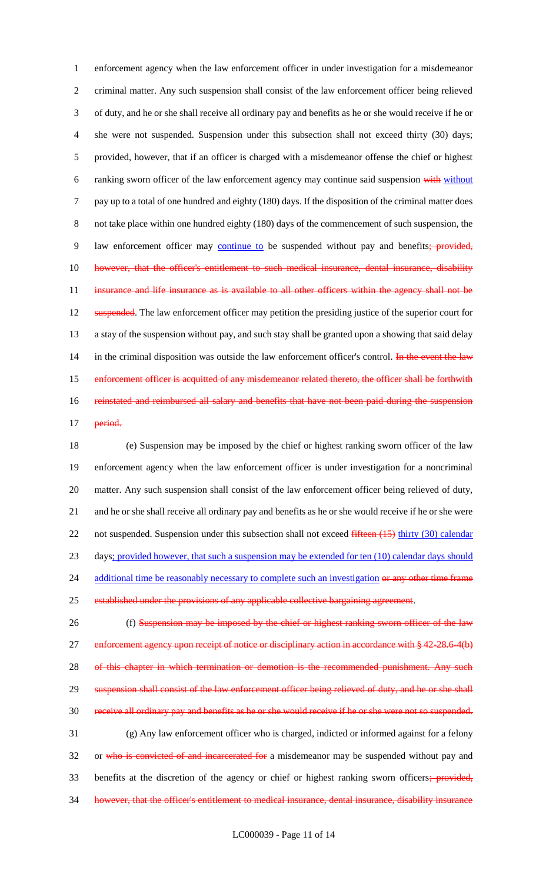enforcement agency when the law enforcement officer in under investigation for a misdemeanor criminal matter. Any such suspension shall consist of the law enforcement officer being relieved of duty, and he or she shall receive all ordinary pay and benefits as he or she would receive if he or she were not suspended. Suspension under this subsection shall not exceed thirty (30) days; provided, however, that if an officer is charged with a misdemeanor offense the chief or highest ranking sworn officer of the law enforcement agency may continue said suspension ~~with~~ <u>without</u> pay up to a total of one hundred and eighty (180) days. If the disposition of the criminal matter does not take place within one hundred eighty (180) days of the commencement of such suspension, the law enforcement officer may <u>continue to</u> be suspended without pay and benefits~~; provided, however, that the officer's entitlement to such medical insurance, dental insurance, disability insurance and life insurance as is available to all other officers within the agency shall not be suspended~~. The law enforcement officer may petition the presiding justice of the superior court for a stay of the suspension without pay, and such stay shall be granted upon a showing that said delay in the criminal disposition was outside the law enforcement officer's control. ~~In the event the law enforcement officer is acquitted of any misdemeanor related thereto, the officer shall be forthwith reinstated and reimbursed all salary and benefits that have not been paid during the suspension period.~~

(e) Suspension may be imposed by the chief or highest ranking sworn officer of the law enforcement agency when the law enforcement officer is under investigation for a noncriminal matter. Any such suspension shall consist of the law enforcement officer being relieved of duty, and he or she shall receive all ordinary pay and benefits as he or she would receive if he or she were not suspended. Suspension under this subsection shall not exceed ~~fifteen (15)~~ <u>thirty (30) calendar</u> days<u>; provided however, that such a suspension may be extended for ten (10) calendar days should additional time be reasonably necessary to complete such an investigation</u> ~~or any other time frame established under the provisions of any applicable collective bargaining agreement~~.

(f) ~~Suspension may be imposed by the chief or highest ranking sworn officer of the law enforcement agency upon receipt of notice or disciplinary action in accordance with § 42-28.6-4(b) of this chapter in which termination or demotion is the recommended punishment. Any such suspension shall consist of the law enforcement officer being relieved of duty, and he or she shall receive all ordinary pay and benefits as he or she would receive if he or she were not so suspended.~~

(g) Any law enforcement officer who is charged, indicted or informed against for a felony or ~~who is convicted of and incarcerated for~~ a misdemeanor may be suspended without pay and benefits at the discretion of the agency or chief or highest ranking sworn officers~~; provided, however, that the officer's entitlement to medical insurance, dental insurance, disability insurance~~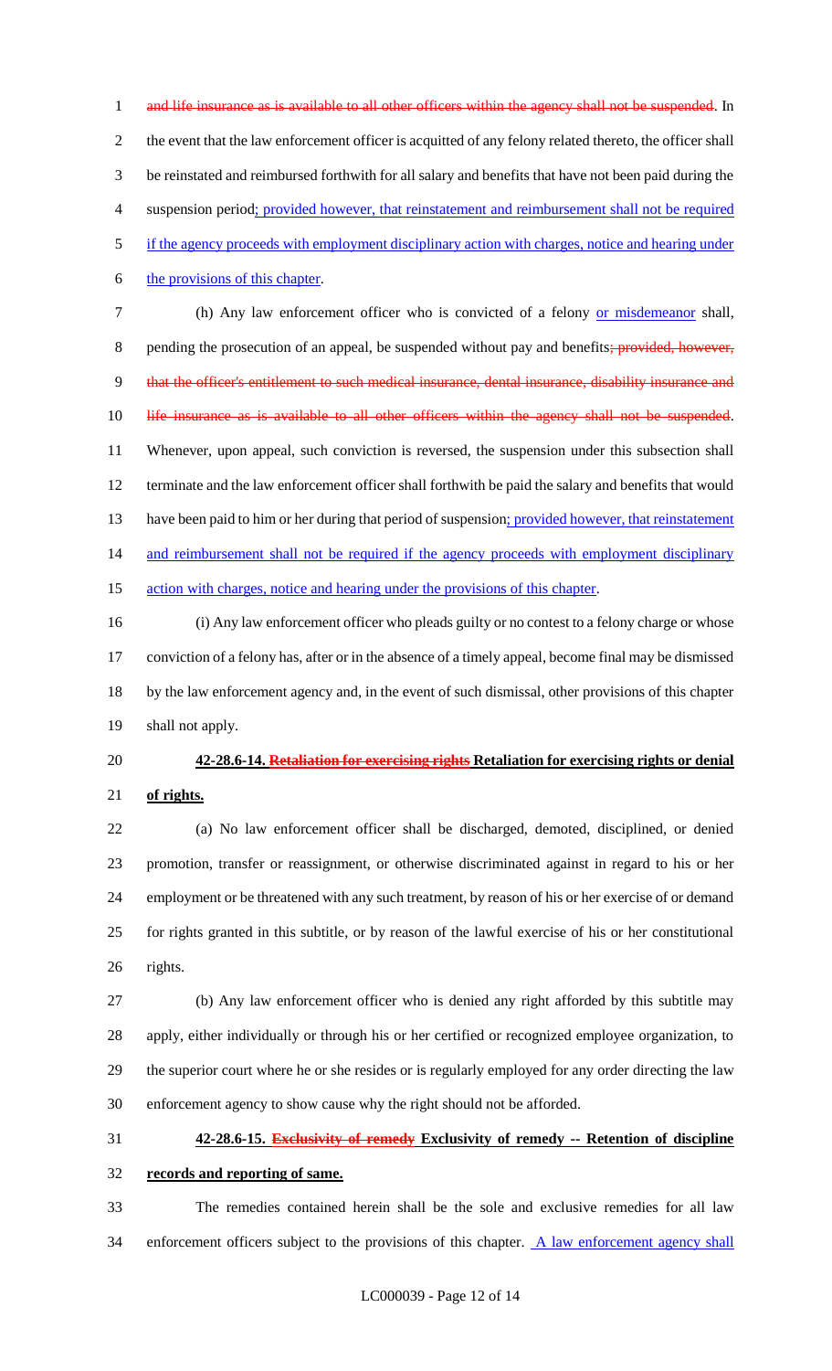and life insurance as is available to all other officers within the agency shall not be suspended. In the event that the law enforcement officer is acquitted of any felony related thereto, the officer shall be reinstated and reimbursed forthwith for all salary and benefits that have not been paid during the suspension period; provided however, that reinstatement and reimbursement shall not be required if the agency proceeds with employment disciplinary action with charges, notice and hearing under the provisions of this chapter.

(h) Any law enforcement officer who is convicted of a felony or misdemeanor shall, pending the prosecution of an appeal, be suspended without pay and benefits; provided, however, that the officer's entitlement to such medical insurance, dental insurance, disability insurance and life insurance as is available to all other officers within the agency shall not be suspended. Whenever, upon appeal, such conviction is reversed, the suspension under this subsection shall terminate and the law enforcement officer shall forthwith be paid the salary and benefits that would have been paid to him or her during that period of suspension; provided however, that reinstatement and reimbursement shall not be required if the agency proceeds with employment disciplinary action with charges, notice and hearing under the provisions of this chapter.

(i) Any law enforcement officer who pleads guilty or no contest to a felony charge or whose conviction of a felony has, after or in the absence of a timely appeal, become final may be dismissed by the law enforcement agency and, in the event of such dismissal, other provisions of this chapter shall not apply.

**42-28.6-14. Retaliation for exercising rights Retaliation for exercising rights or denial of rights.**

(a) No law enforcement officer shall be discharged, demoted, disciplined, or denied promotion, transfer or reassignment, or otherwise discriminated against in regard to his or her employment or be threatened with any such treatment, by reason of his or her exercise of or demand for rights granted in this subtitle, or by reason of the lawful exercise of his or her constitutional rights.

(b) Any law enforcement officer who is denied any right afforded by this subtitle may apply, either individually or through his or her certified or recognized employee organization, to the superior court where he or she resides or is regularly employed for any order directing the law enforcement agency to show cause why the right should not be afforded.

**42-28.6-15. Exclusivity of remedy Exclusivity of remedy -- Retention of discipline records and reporting of same.**

The remedies contained herein shall be the sole and exclusive remedies for all law enforcement officers subject to the provisions of this chapter. A law enforcement agency shall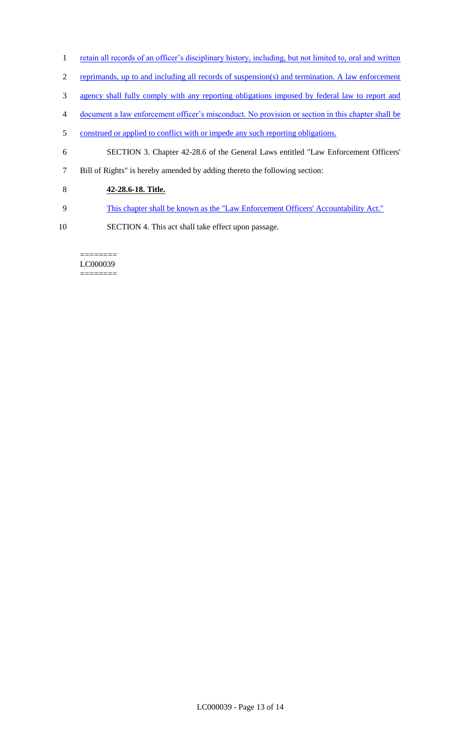retain all records of an officer's disciplinary history, including, but not limited to, oral and written reprimands, up to and including all records of suspension(s) and termination. A law enforcement agency shall fully comply with any reporting obligations imposed by federal law to report and document a law enforcement officer's misconduct. No provision or section in this chapter shall be construed or applied to conflict with or impede any such reporting obligations.

SECTION 3. Chapter 42-28.6 of the General Laws entitled "Law Enforcement Officers' Bill of Rights" is hereby amended by adding thereto the following section:

**42-28.6-18. Title.**

This chapter shall be known as the "Law Enforcement Officers' Accountability Act."

SECTION 4. This act shall take effect upon passage.

========
LC000039
========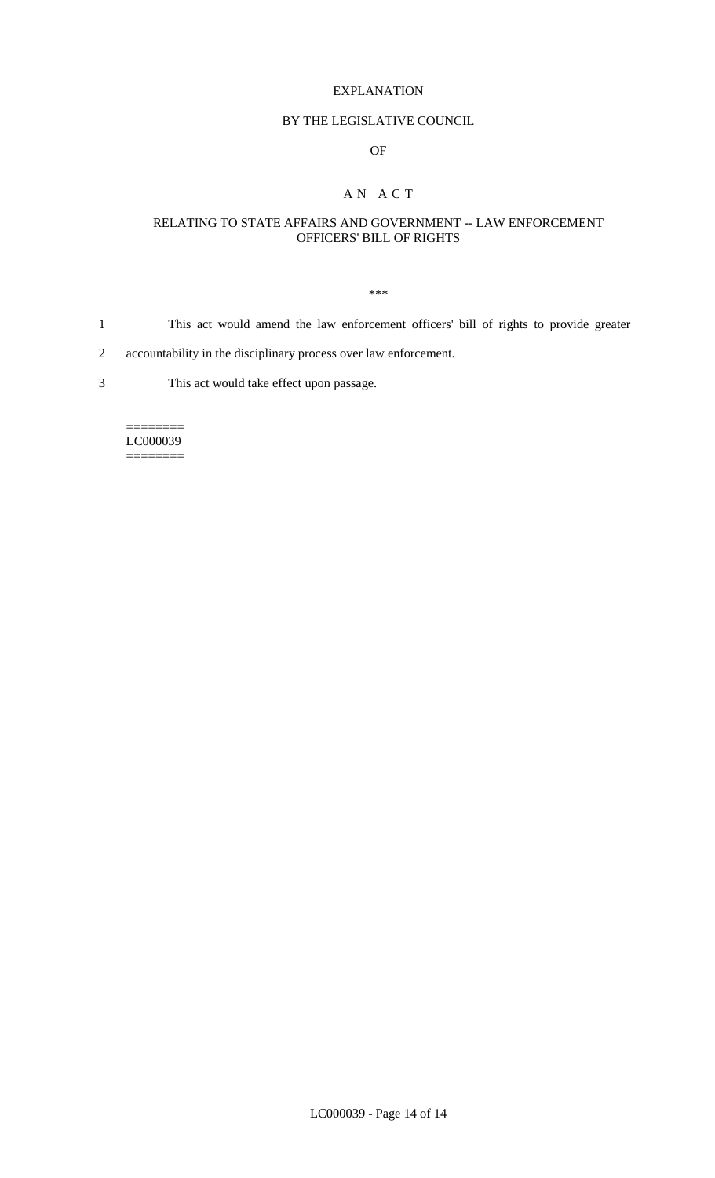EXPLANATION

BY THE LEGISLATIVE COUNCIL

OF

A N A C T

RELATING TO STATE AFFAIRS AND GOVERNMENT -- LAW ENFORCEMENT OFFICERS' BILL OF RIGHTS

\*\*\*

1 This act would amend the law enforcement officers' bill of rights to provide greater
2 accountability in the disciplinary process over law enforcement.
3 This act would take effect upon passage.

========
LC000039
========